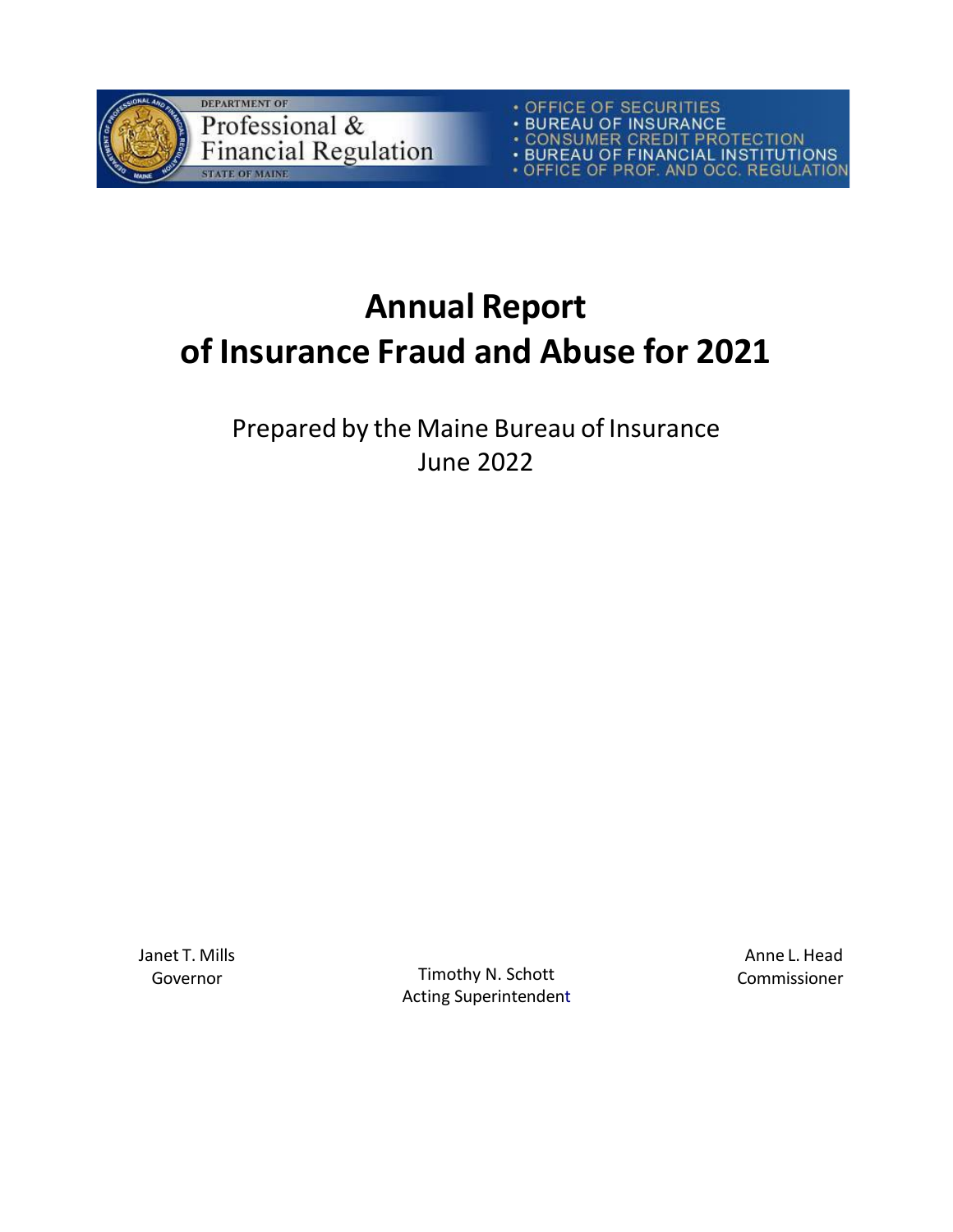DEPARTMENT OF
Professional &
Financial Regulation
STATE OF MAINE

- OFFICE OF SECURITIES
- BUREAU OF INSURANCE
- CONSUMER CREDIT PROTECTION
- BUREAU OF FINANCIAL INSTITUTIONS
- OFFICE OF PROF. AND OCC. REGULATION

# Annual Report of Insurance Fraud and Abuse for 2021

Prepared by the Maine Bureau of Insurance
June 2022

Janet T. Mills
Governor

Timothy N. Schott
Acting Superintendent

Anne L. Head
Commissioner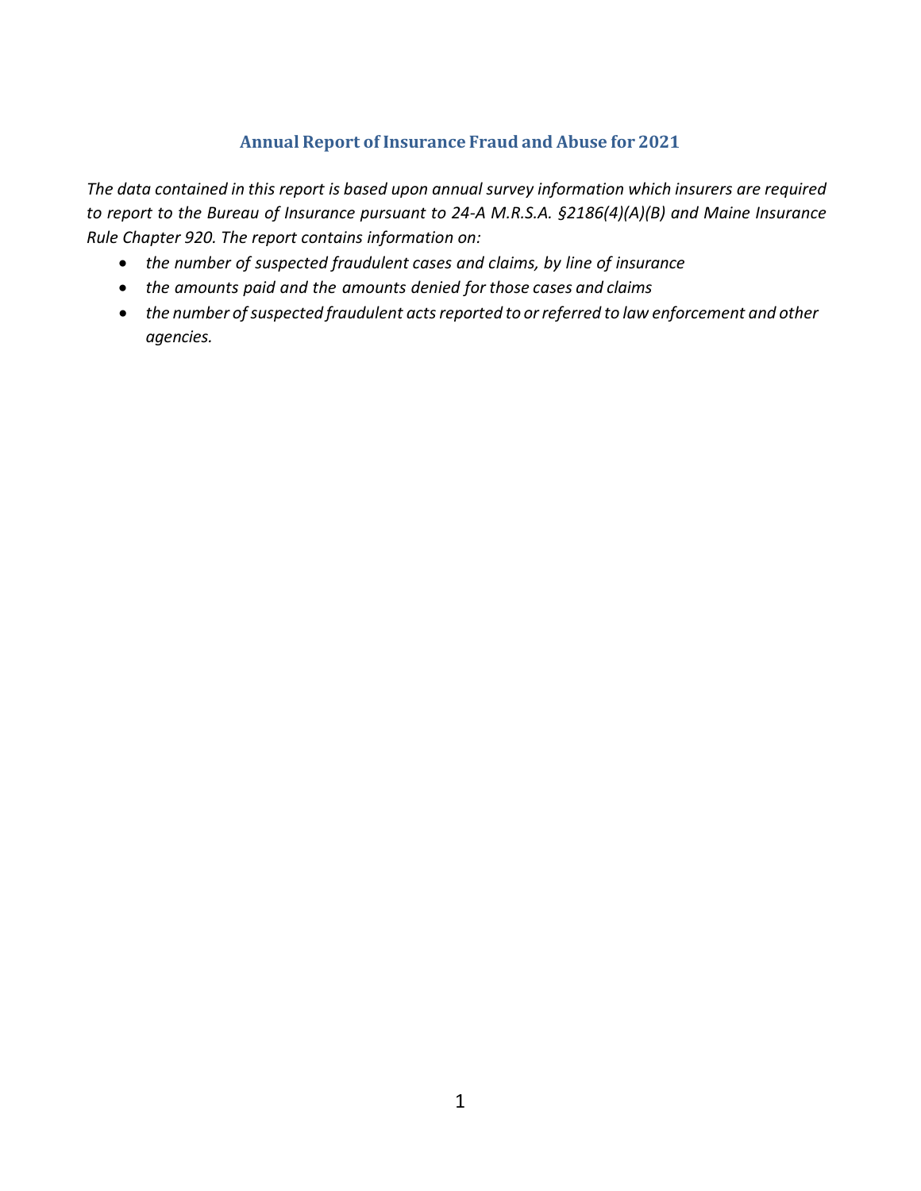## Annual Report of Insurance Fraud and Abuse for 2021

*The data contained in this report is based upon annual survey information which insurers are required to report to the Bureau of Insurance pursuant to 24-A M.R.S.A. §2186(4)(A)(B) and Maine Insurance Rule Chapter 920. The report contains information on:*

- *the number of suspected fraudulent cases and claims, by line of insurance*
- *the amounts paid and the amounts denied for those cases and claims*
- *the number of suspected fraudulent acts reported to or referred to law enforcement and other agencies.*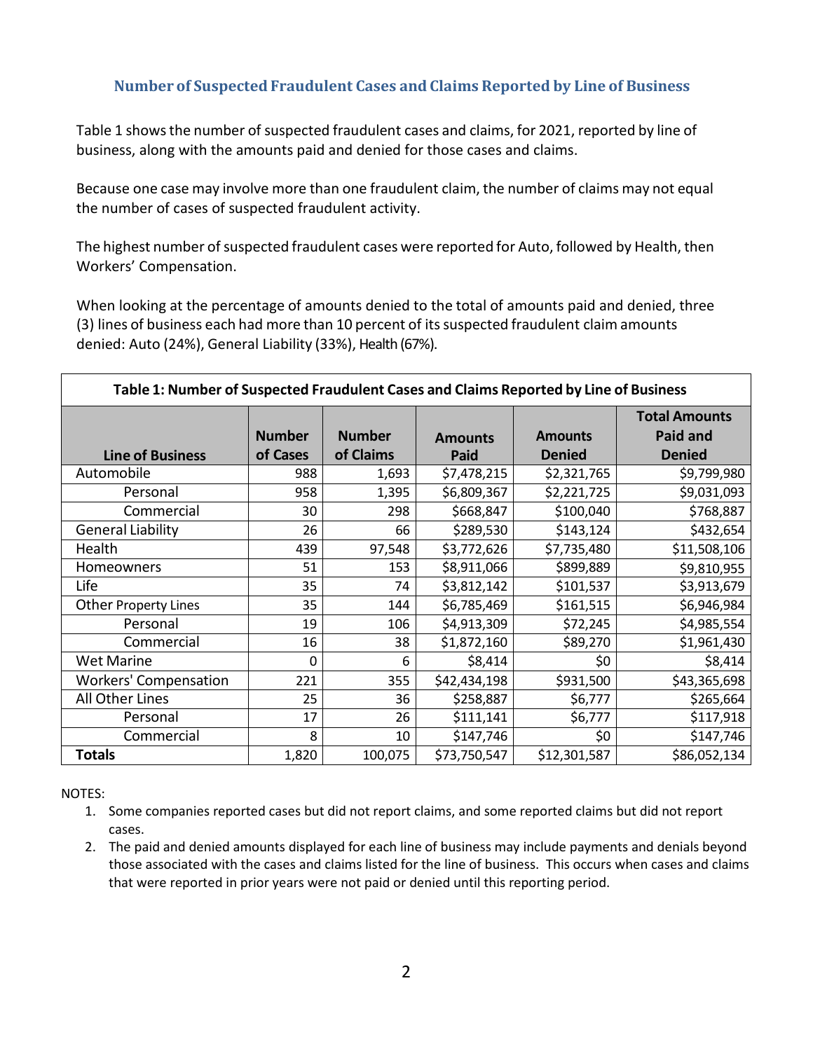## Number of Suspected Fraudulent Cases and Claims Reported by Line of Business

Table 1 shows the number of suspected fraudulent cases and claims, for 2021, reported by line of business, along with the amounts paid and denied for those cases and claims.

Because one case may involve more than one fraudulent claim, the number of claims may not equal the number of cases of suspected fraudulent activity.

The highest number of suspected fraudulent cases were reported for Auto, followed by Health, then Workers' Compensation.

When looking at the percentage of amounts denied to the total of amounts paid and denied, three (3) lines of business each had more than 10 percent of its suspected fraudulent claim amounts denied: Auto (24%), General Liability (33%), Health (67%).

**Table 1: Number of Suspected Fraudulent Cases and Claims Reported by Line of Business**

| Line of Business | Number of Cases | Number of Claims | Amounts Paid | Amounts Denied | Total Amounts Paid and Denied |
|---|---|---|---|---|---|
| Automobile | 988 | 1,693 | $7,478,215 | $2,321,765 | $9,799,980 |
| Personal | 958 | 1,395 | $6,809,367 | $2,221,725 | $9,031,093 |
| Commercial | 30 | 298 | $668,847 | $100,040 | $768,887 |
| General Liability | 26 | 66 | $289,530 | $143,124 | $432,654 |
| Health | 439 | 97,548 | $3,772,626 | $7,735,480 | $11,508,106 |
| Homeowners | 51 | 153 | $8,911,066 | $899,889 | $9,810,955 |
| Life | 35 | 74 | $3,812,142 | $101,537 | $3,913,679 |
| Other Property Lines | 35 | 144 | $6,785,469 | $161,515 | $6,946,984 |
| Personal | 19 | 106 | $4,913,309 | $72,245 | $4,985,554 |
| Commercial | 16 | 38 | $1,872,160 | $89,270 | $1,961,430 |
| Wet Marine | 0 | 6 | $8,414 | $0 | $8,414 |
| Workers' Compensation | 221 | 355 | $42,434,198 | $931,500 | $43,365,698 |
| All Other Lines | 25 | 36 | $258,887 | $6,777 | $265,664 |
| Personal | 17 | 26 | $111,141 | $6,777 | $117,918 |
| Commercial | 8 | 10 | $147,746 | $0 | $147,746 |
| **Totals** | 1,820 | 100,075 | $73,750,547 | $12,301,587 | $86,052,134 |

NOTES:

1. Some companies reported cases but did not report claims, and some reported claims but did not report cases.
2. The paid and denied amounts displayed for each line of business may include payments and denials beyond those associated with the cases and claims listed for the line of business. This occurs when cases and claims that were reported in prior years were not paid or denied until this reporting period.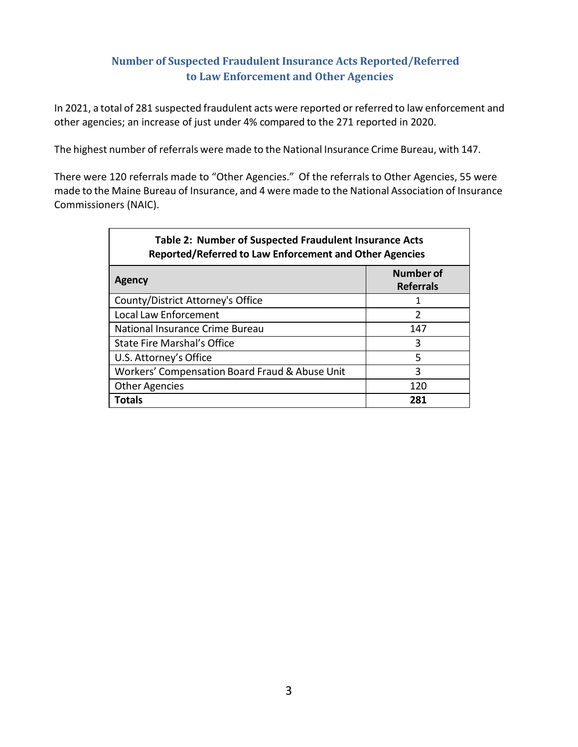## Number of Suspected Fraudulent Insurance Acts Reported/Referred to Law Enforcement and Other Agencies

In 2021, a total of 281 suspected fraudulent acts were reported or referred to law enforcement and other agencies; an increase of just under 4% compared to the 271 reported in 2020.

The highest number of referrals were made to the National Insurance Crime Bureau, with 147.

There were 120 referrals made to "Other Agencies." Of the referrals to Other Agencies, 55 were made to the Maine Bureau of Insurance, and 4 were made to the National Association of Insurance Commissioners (NAIC).

**Table 2: Number of Suspected Fraudulent Insurance Acts Reported/Referred to Law Enforcement and Other Agencies**

| Agency | Number of Referrals |
|---|---|
| County/District Attorney's Office | 1 |
| Local Law Enforcement | 2 |
| National Insurance Crime Bureau | 147 |
| State Fire Marshal's Office | 3 |
| U.S. Attorney's Office | 5 |
| Workers' Compensation Board Fraud & Abuse Unit | 3 |
| Other Agencies | 120 |
| **Totals** | **281** |